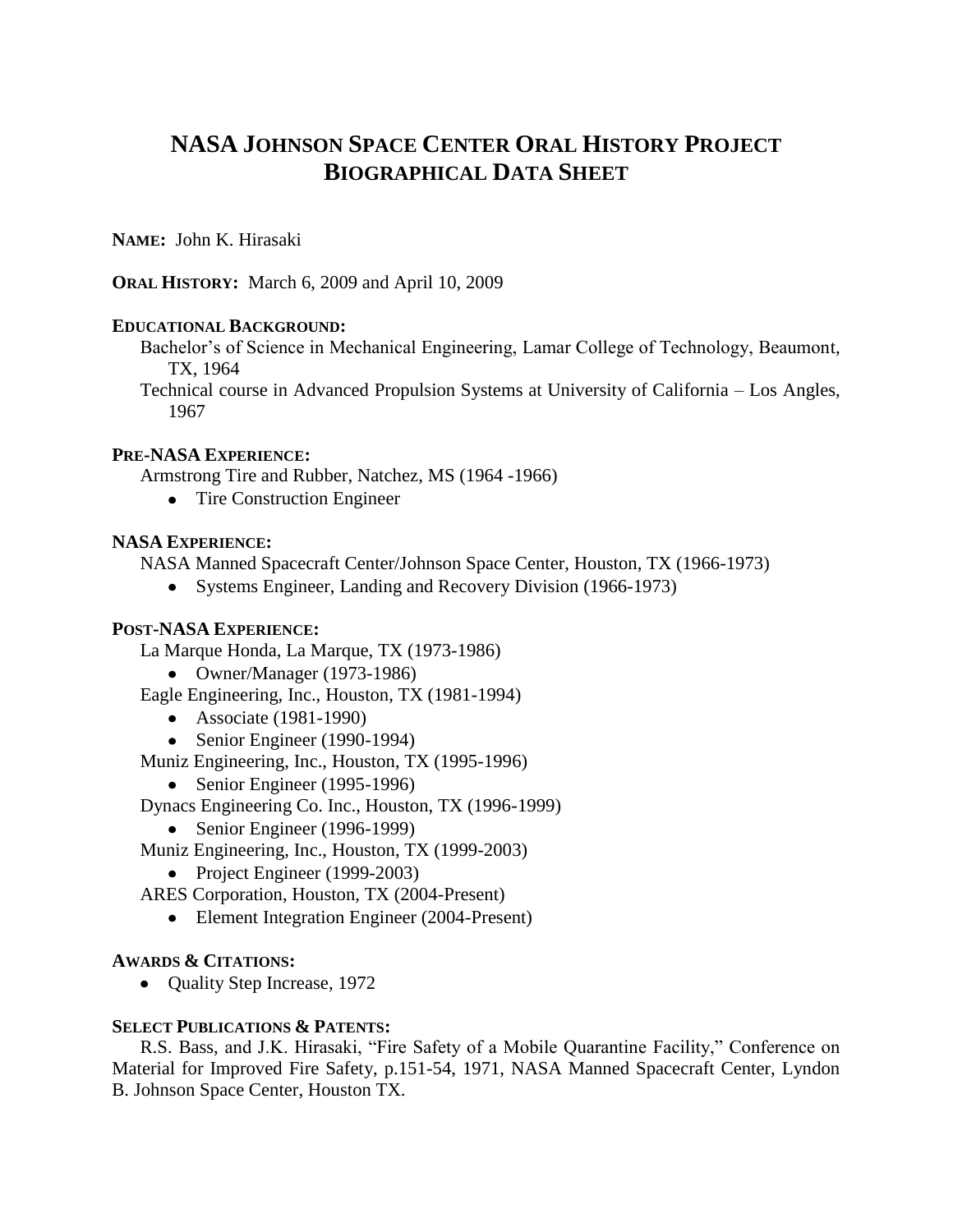# NASA Johnson Space Center Oral History Project
# Biographical Data Sheet

**NAME:** John K. Hirasaki

**ORAL HISTORY:** March 6, 2009 and April 10, 2009

**EDUCATIONAL BACKGROUND:**

Bachelor's of Science in Mechanical Engineering, Lamar College of Technology, Beaumont, TX, 1964

Technical course in Advanced Propulsion Systems at University of California – Los Angles, 1967

**PRE-NASA EXPERIENCE:**

Armstrong Tire and Rubber, Natchez, MS (1964 -1966)

- Tire Construction Engineer

**NASA EXPERIENCE:**

NASA Manned Spacecraft Center/Johnson Space Center, Houston, TX (1966-1973)

- Systems Engineer, Landing and Recovery Division (1966-1973)

**POST-NASA EXPERIENCE:**

La Marque Honda, La Marque, TX (1973-1986)

- Owner/Manager (1973-1986)

Eagle Engineering, Inc., Houston, TX (1981-1994)

- Associate (1981-1990)
- Senior Engineer (1990-1994)

Muniz Engineering, Inc., Houston, TX (1995-1996)

- Senior Engineer (1995-1996)

Dynacs Engineering Co. Inc., Houston, TX (1996-1999)

- Senior Engineer (1996-1999)

Muniz Engineering, Inc., Houston, TX (1999-2003)

- Project Engineer (1999-2003)

ARES Corporation, Houston, TX (2004-Present)

- Element Integration Engineer (2004-Present)

**AWARDS & CITATIONS:**

- Quality Step Increase, 1972

**SELECT PUBLICATIONS & PATENTS:**

R.S. Bass, and J.K. Hirasaki, "Fire Safety of a Mobile Quarantine Facility," Conference on Material for Improved Fire Safety, p.151-54, 1971, NASA Manned Spacecraft Center, Lyndon B. Johnson Space Center, Houston TX.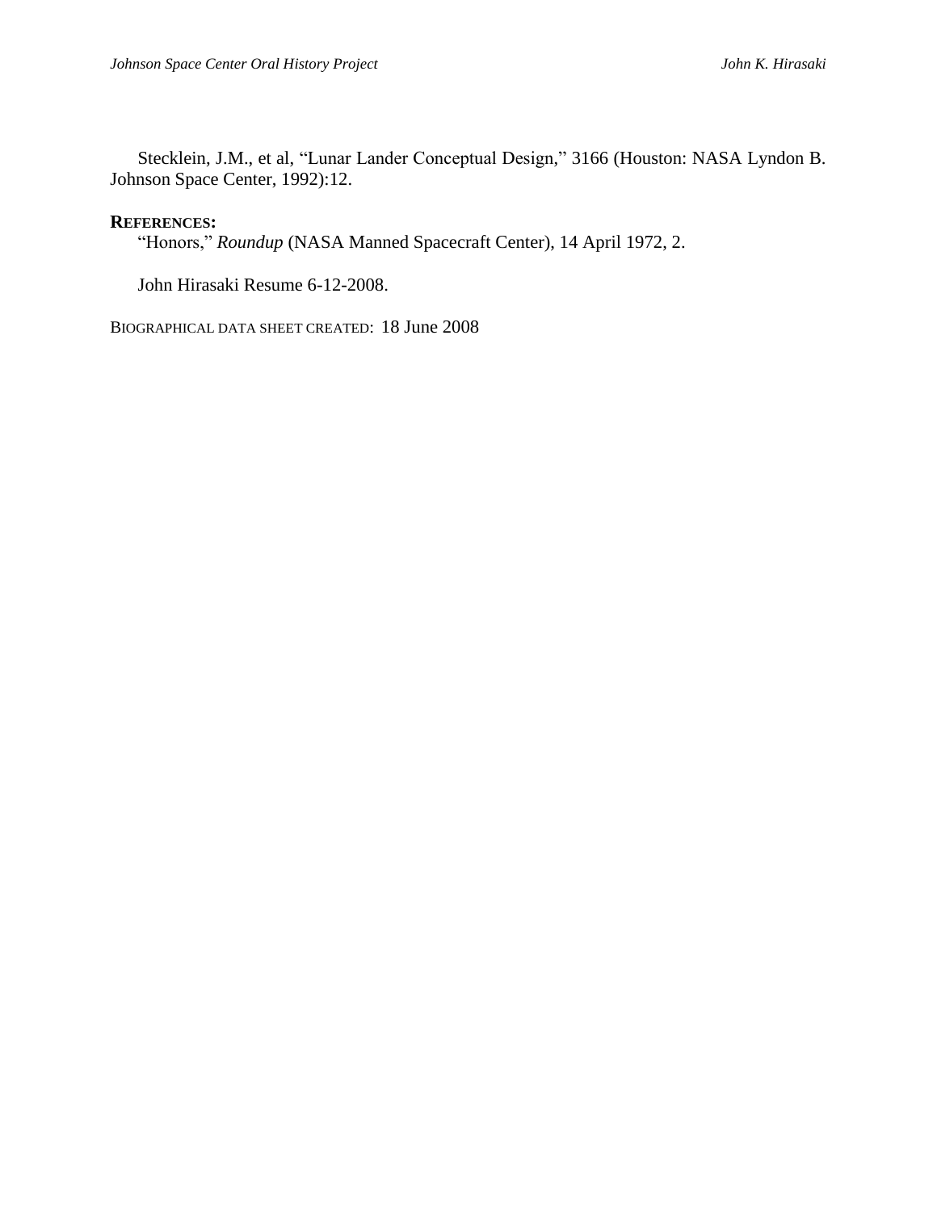Stecklein, J.M., et al, "Lunar Lander Conceptual Design," 3166 (Houston: NASA Lyndon B. Johnson Space Center, 1992):12.

**REFERENCES:**

"Honors," *Roundup* (NASA Manned Spacecraft Center), 14 April 1972, 2.

John Hirasaki Resume 6-12-2008.

BIOGRAPHICAL DATA SHEET CREATED: 18 June 2008